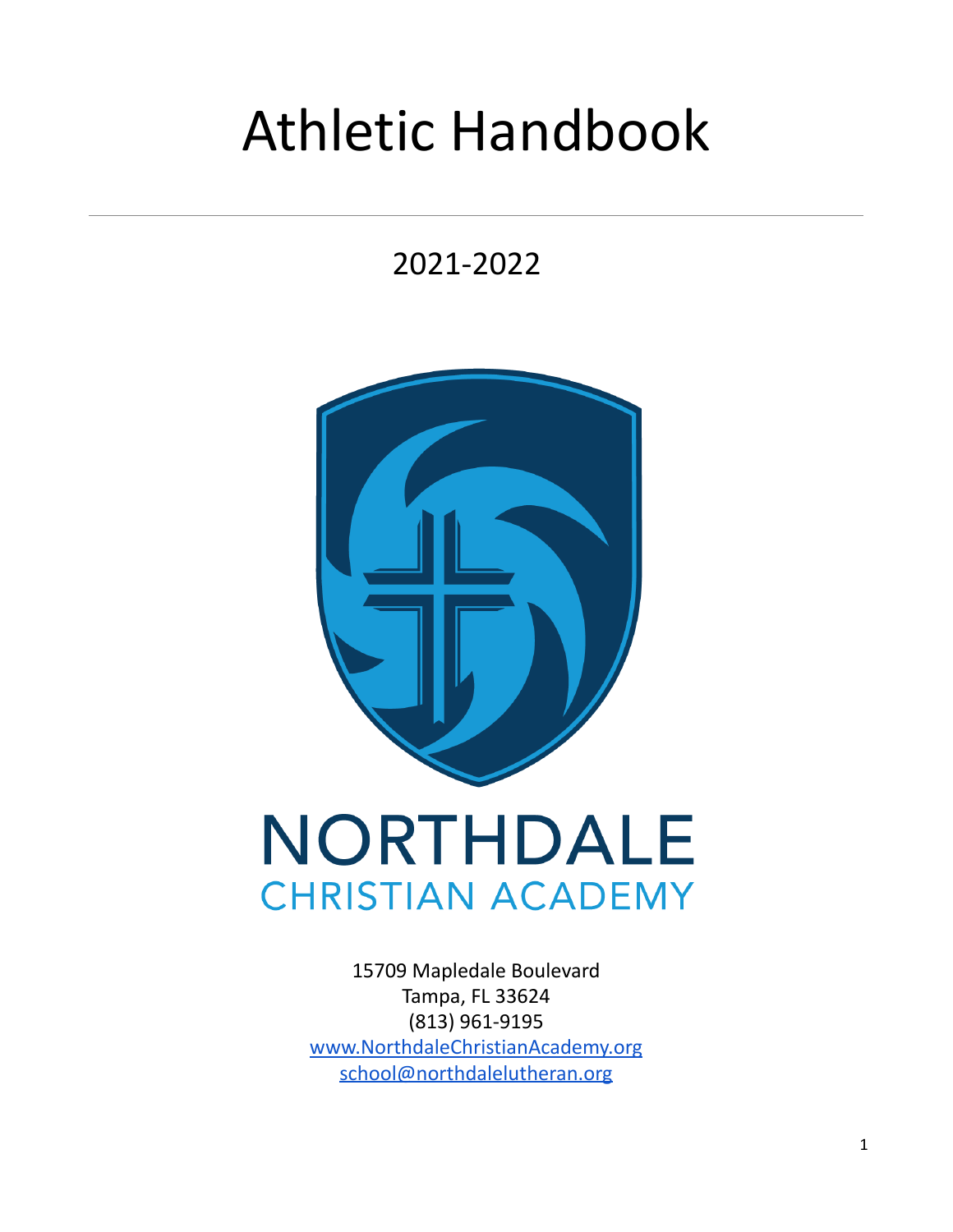# Athletic Handbook

## 2021-2022

NORTHDALE
CHRISTIAN ACADEMY

15709 Mapledale Boulevard
Tampa, FL 33624
(813) 961-9195
www.NorthdaleChristianAcademy.org
school@northdalelutheran.org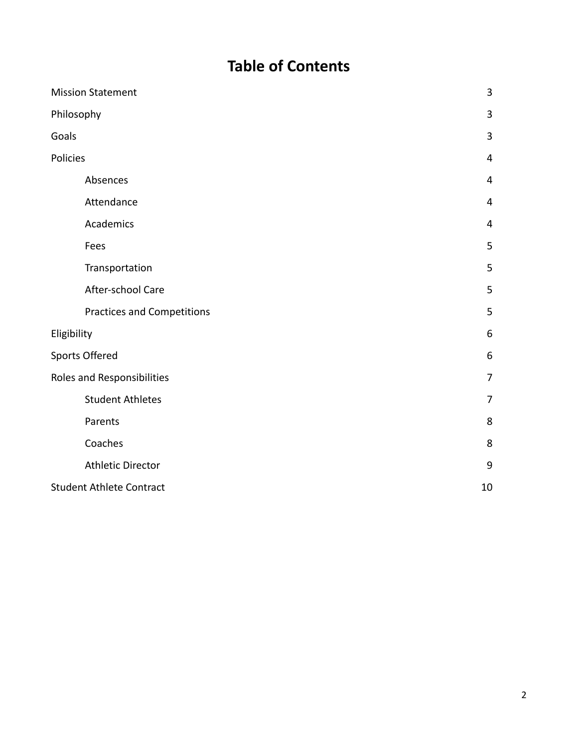# Table of Contents

| | |
|---|---|
| Mission Statement | 3 |
| Philosophy | 3 |
| Goals | 3 |
| Policies | 4 |
| Absences | 4 |
| Attendance | 4 |
| Academics | 4 |
| Fees | 5 |
| Transportation | 5 |
| After-school Care | 5 |
| Practices and Competitions | 5 |
| Eligibility | 6 |
| Sports Offered | 6 |
| Roles and Responsibilities | 7 |
| Student Athletes | 7 |
| Parents | 8 |
| Coaches | 8 |
| Athletic Director | 9 |
| Student Athlete Contract | 10 |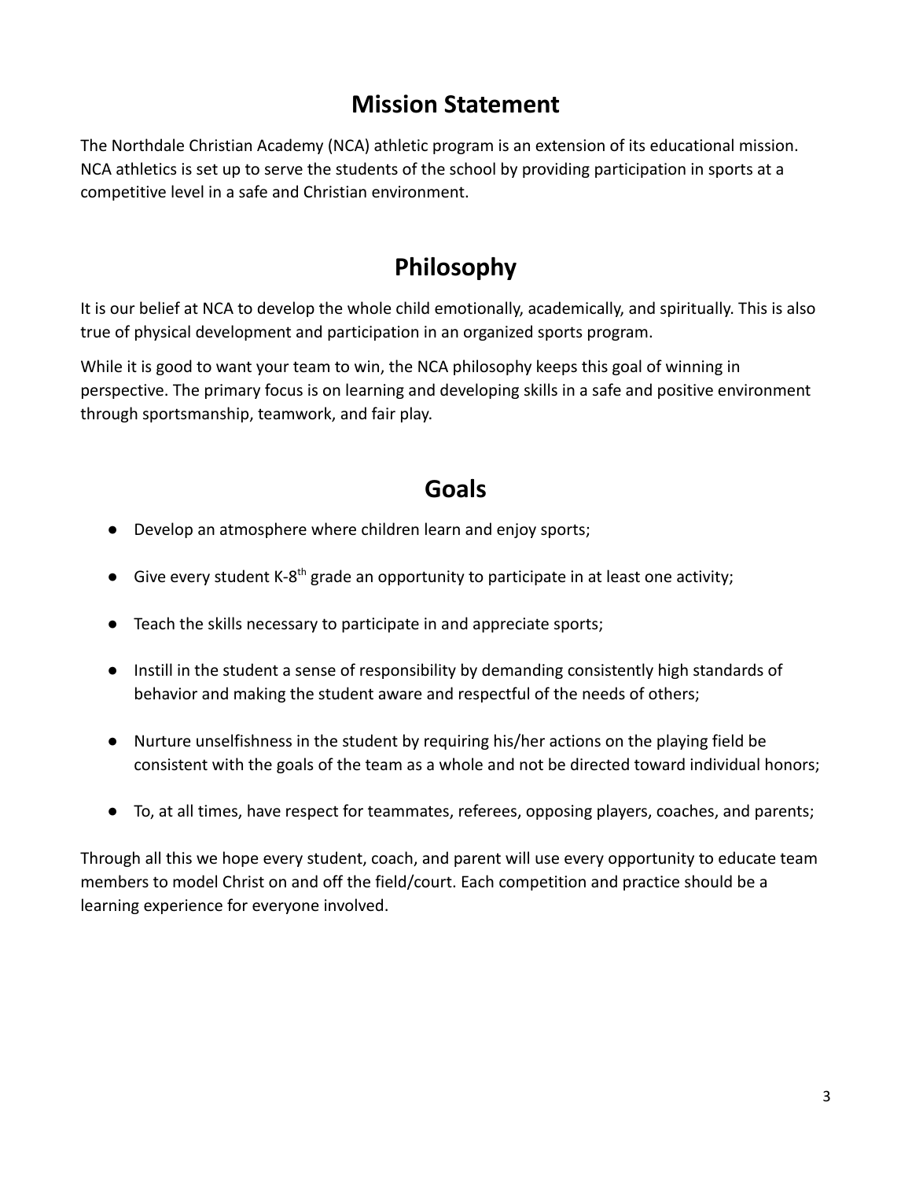## Mission Statement

The Northdale Christian Academy (NCA) athletic program is an extension of its educational mission. NCA athletics is set up to serve the students of the school by providing participation in sports at a competitive level in a safe and Christian environment.

## Philosophy

It is our belief at NCA to develop the whole child emotionally, academically, and spiritually. This is also true of physical development and participation in an organized sports program.

While it is good to want your team to win, the NCA philosophy keeps this goal of winning in perspective. The primary focus is on learning and developing skills in a safe and positive environment through sportsmanship, teamwork, and fair play.

## Goals

- Develop an atmosphere where children learn and enjoy sports;
- Give every student K-8th grade an opportunity to participate in at least one activity;
- Teach the skills necessary to participate in and appreciate sports;
- Instill in the student a sense of responsibility by demanding consistently high standards of behavior and making the student aware and respectful of the needs of others;
- Nurture unselfishness in the student by requiring his/her actions on the playing field be consistent with the goals of the team as a whole and not be directed toward individual honors;
- To, at all times, have respect for teammates, referees, opposing players, coaches, and parents;

Through all this we hope every student, coach, and parent will use every opportunity to educate team members to model Christ on and off the field/court. Each competition and practice should be a learning experience for everyone involved.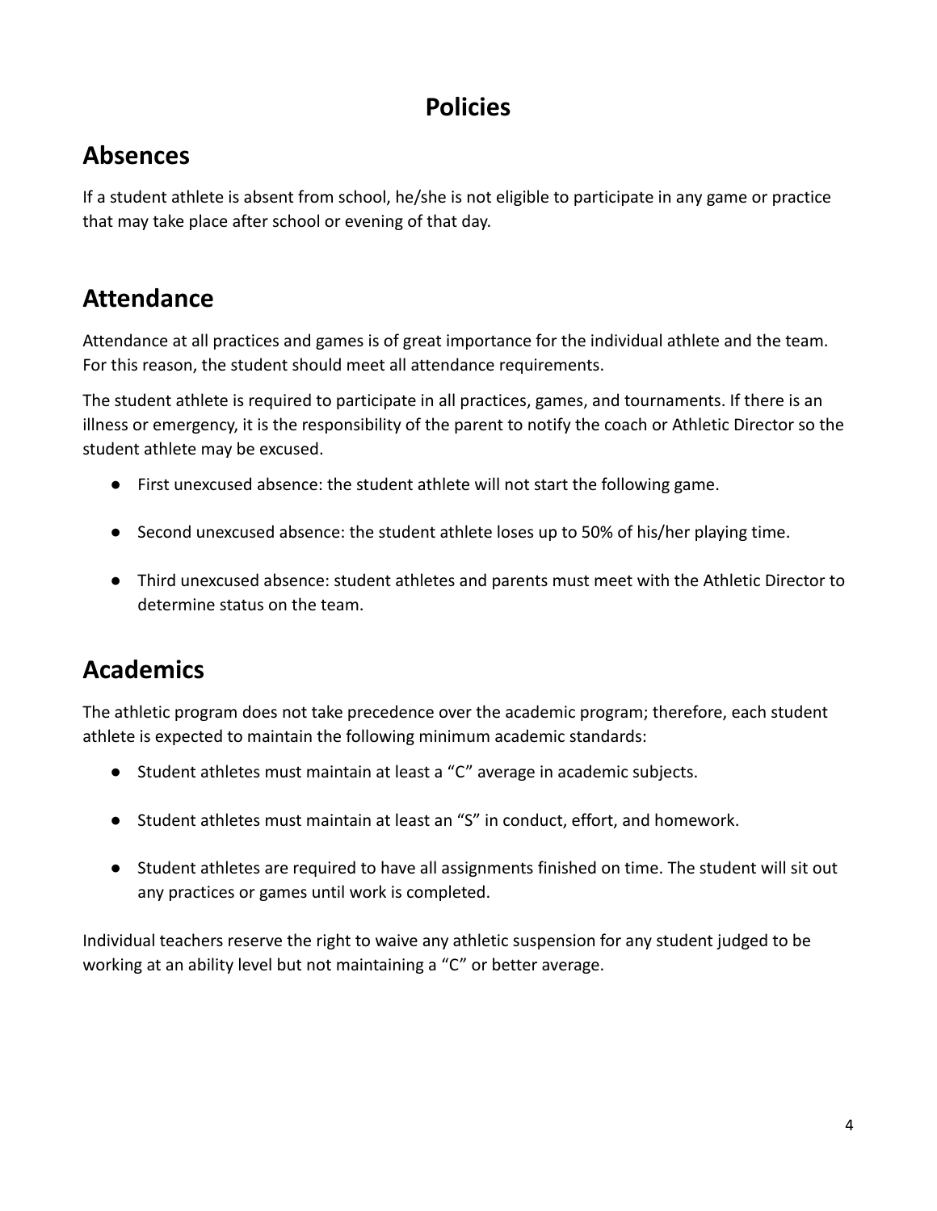# Policies

## Absences

If a student athlete is absent from school, he/she is not eligible to participate in any game or practice that may take place after school or evening of that day.

## Attendance

Attendance at all practices and games is of great importance for the individual athlete and the team. For this reason, the student should meet all attendance requirements.

The student athlete is required to participate in all practices, games, and tournaments. If there is an illness or emergency, it is the responsibility of the parent to notify the coach or Athletic Director so the student athlete may be excused.

- First unexcused absence: the student athlete will not start the following game.
- Second unexcused absence: the student athlete loses up to 50% of his/her playing time.
- Third unexcused absence: student athletes and parents must meet with the Athletic Director to determine status on the team.

## Academics

The athletic program does not take precedence over the academic program; therefore, each student athlete is expected to maintain the following minimum academic standards:

- Student athletes must maintain at least a "C" average in academic subjects.
- Student athletes must maintain at least an "S" in conduct, effort, and homework.
- Student athletes are required to have all assignments finished on time. The student will sit out any practices or games until work is completed.

Individual teachers reserve the right to waive any athletic suspension for any student judged to be working at an ability level but not maintaining a "C" or better average.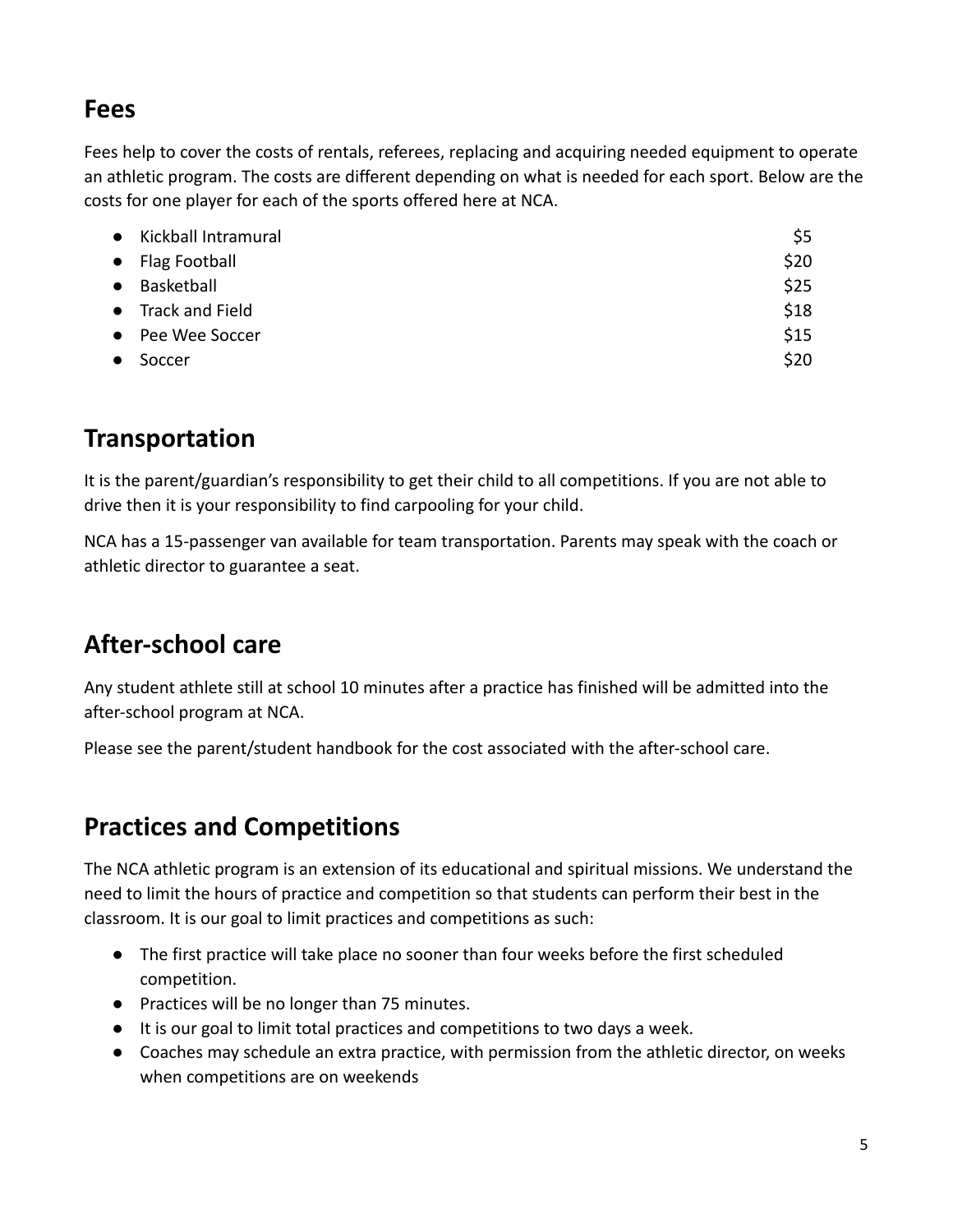## Fees

Fees help to cover the costs of rentals, referees, replacing and acquiring needed equipment to operate an athletic program. The costs are different depending on what is needed for each sport. Below are the costs for one player for each of the sports offered here at NCA.

- Kickball Intramural $5
- Flag Football $20
- Basketball $25
- Track and Field $18
- Pee Wee Soccer $15
- Soccer $20

## Transportation

It is the parent/guardian's responsibility to get their child to all competitions. If you are not able to drive then it is your responsibility to find carpooling for your child.

NCA has a 15-passenger van available for team transportation. Parents may speak with the coach or athletic director to guarantee a seat.

## After-school care

Any student athlete still at school 10 minutes after a practice has finished will be admitted into the after-school program at NCA.

Please see the parent/student handbook for the cost associated with the after-school care.

## Practices and Competitions

The NCA athletic program is an extension of its educational and spiritual missions. We understand the need to limit the hours of practice and competition so that students can perform their best in the classroom. It is our goal to limit practices and competitions as such:

- The first practice will take place no sooner than four weeks before the first scheduled competition.
- Practices will be no longer than 75 minutes.
- It is our goal to limit total practices and competitions to two days a week.
- Coaches may schedule an extra practice, with permission from the athletic director, on weeks when competitions are on weekends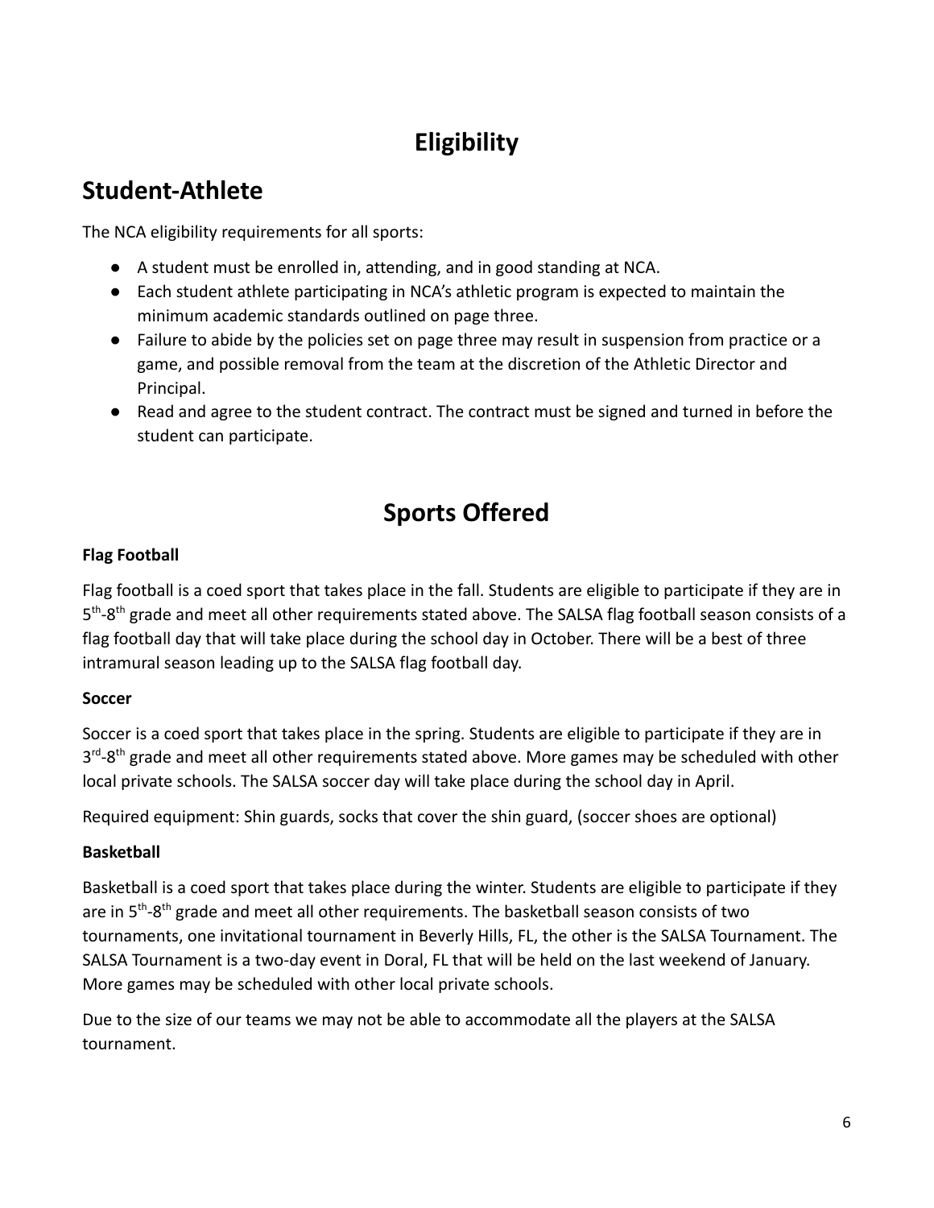# Eligibility

## Student-Athlete

The NCA eligibility requirements for all sports:

- A student must be enrolled in, attending, and in good standing at NCA.
- Each student athlete participating in NCA's athletic program is expected to maintain the minimum academic standards outlined on page three.
- Failure to abide by the policies set on page three may result in suspension from practice or a game, and possible removal from the team at the discretion of the Athletic Director and Principal.
- Read and agree to the student contract. The contract must be signed and turned in before the student can participate.

# Sports Offered

**Flag Football**

Flag football is a coed sport that takes place in the fall. Students are eligible to participate if they are in 5th-8th grade and meet all other requirements stated above. The SALSA flag football season consists of a flag football day that will take place during the school day in October. There will be a best of three intramural season leading up to the SALSA flag football day.

**Soccer**

Soccer is a coed sport that takes place in the spring. Students are eligible to participate if they are in 3rd-8th grade and meet all other requirements stated above. More games may be scheduled with other local private schools. The SALSA soccer day will take place during the school day in April.

Required equipment: Shin guards, socks that cover the shin guard, (soccer shoes are optional)

**Basketball**

Basketball is a coed sport that takes place during the winter. Students are eligible to participate if they are in 5th-8th grade and meet all other requirements. The basketball season consists of two tournaments, one invitational tournament in Beverly Hills, FL, the other is the SALSA Tournament. The SALSA Tournament is a two-day event in Doral, FL that will be held on the last weekend of January. More games may be scheduled with other local private schools.

Due to the size of our teams we may not be able to accommodate all the players at the SALSA tournament.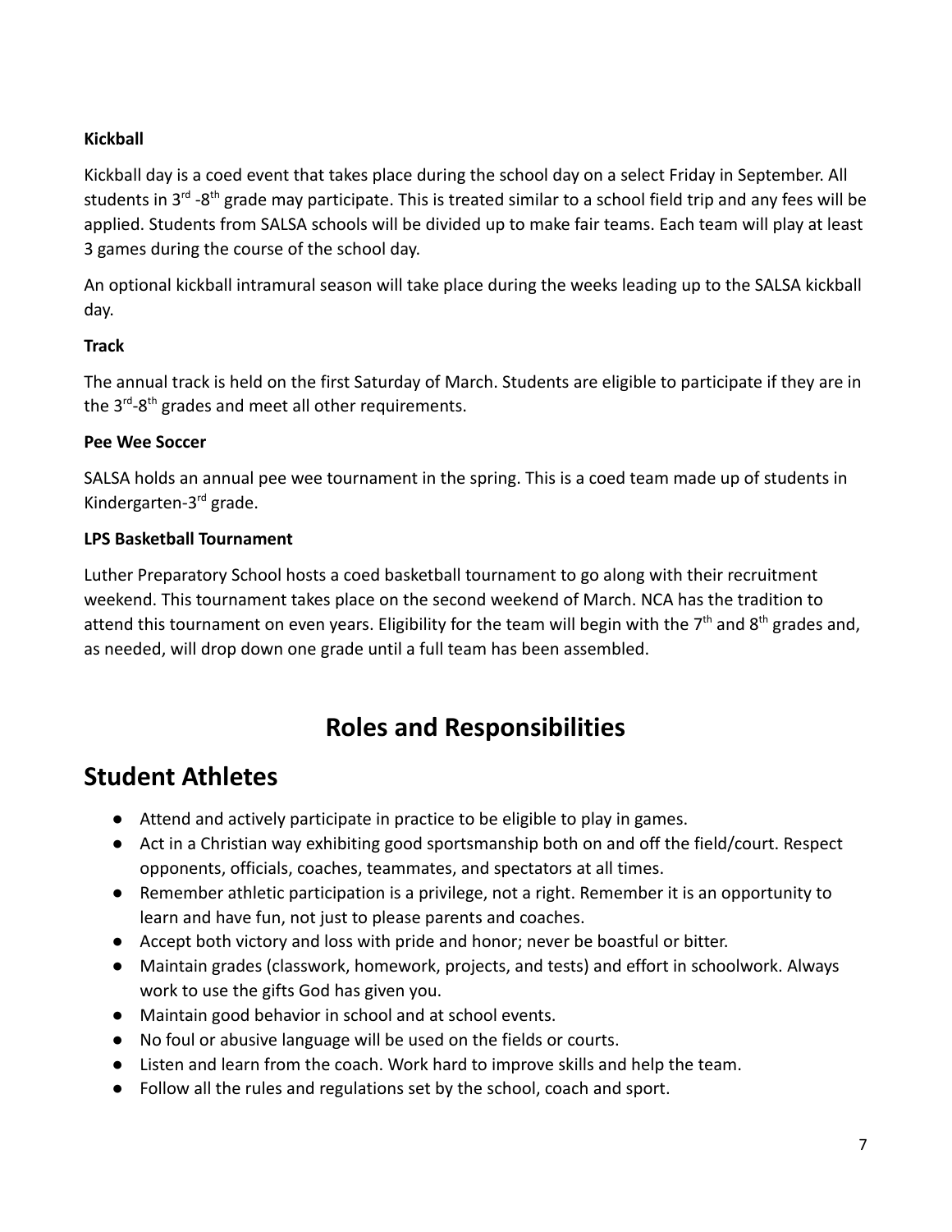**Kickball**

Kickball day is a coed event that takes place during the school day on a select Friday in September. All students in 3rd -8th grade may participate. This is treated similar to a school field trip and any fees will be applied. Students from SALSA schools will be divided up to make fair teams. Each team will play at least 3 games during the course of the school day.

An optional kickball intramural season will take place during the weeks leading up to the SALSA kickball day.

**Track**

The annual track is held on the first Saturday of March. Students are eligible to participate if they are in the 3rd-8th grades and meet all other requirements.

**Pee Wee Soccer**

SALSA holds an annual pee wee tournament in the spring. This is a coed team made up of students in Kindergarten-3rd grade.

**LPS Basketball Tournament**

Luther Preparatory School hosts a coed basketball tournament to go along with their recruitment weekend. This tournament takes place on the second weekend of March. NCA has the tradition to attend this tournament on even years. Eligibility for the team will begin with the 7th and 8th grades and, as needed, will drop down one grade until a full team has been assembled.

# Roles and Responsibilities

## Student Athletes

- Attend and actively participate in practice to be eligible to play in games.
- Act in a Christian way exhibiting good sportsmanship both on and off the field/court. Respect opponents, officials, coaches, teammates, and spectators at all times.
- Remember athletic participation is a privilege, not a right. Remember it is an opportunity to learn and have fun, not just to please parents and coaches.
- Accept both victory and loss with pride and honor; never be boastful or bitter.
- Maintain grades (classwork, homework, projects, and tests) and effort in schoolwork. Always work to use the gifts God has given you.
- Maintain good behavior in school and at school events.
- No foul or abusive language will be used on the fields or courts.
- Listen and learn from the coach. Work hard to improve skills and help the team.
- Follow all the rules and regulations set by the school, coach and sport.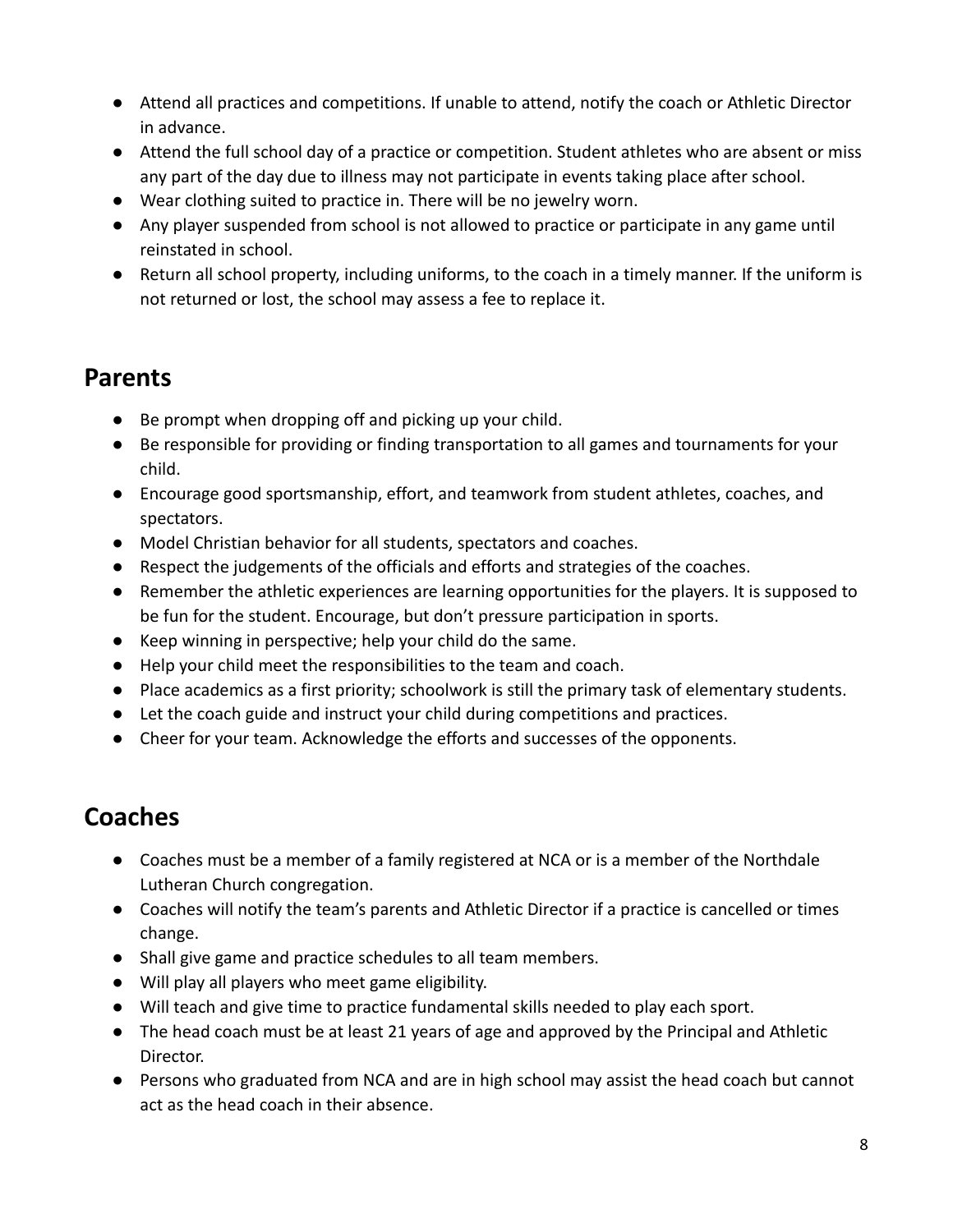- Attend all practices and competitions. If unable to attend, notify the coach or Athletic Director in advance.
- Attend the full school day of a practice or competition. Student athletes who are absent or miss any part of the day due to illness may not participate in events taking place after school.
- Wear clothing suited to practice in. There will be no jewelry worn.
- Any player suspended from school is not allowed to practice or participate in any game until reinstated in school.
- Return all school property, including uniforms, to the coach in a timely manner. If the uniform is not returned or lost, the school may assess a fee to replace it.

## Parents

- Be prompt when dropping off and picking up your child.
- Be responsible for providing or finding transportation to all games and tournaments for your child.
- Encourage good sportsmanship, effort, and teamwork from student athletes, coaches, and spectators.
- Model Christian behavior for all students, spectators and coaches.
- Respect the judgements of the officials and efforts and strategies of the coaches.
- Remember the athletic experiences are learning opportunities for the players. It is supposed to be fun for the student. Encourage, but don't pressure participation in sports.
- Keep winning in perspective; help your child do the same.
- Help your child meet the responsibilities to the team and coach.
- Place academics as a first priority; schoolwork is still the primary task of elementary students.
- Let the coach guide and instruct your child during competitions and practices.
- Cheer for your team. Acknowledge the efforts and successes of the opponents.

## Coaches

- Coaches must be a member of a family registered at NCA or is a member of the Northdale Lutheran Church congregation.
- Coaches will notify the team's parents and Athletic Director if a practice is cancelled or times change.
- Shall give game and practice schedules to all team members.
- Will play all players who meet game eligibility.
- Will teach and give time to practice fundamental skills needed to play each sport.
- The head coach must be at least 21 years of age and approved by the Principal and Athletic Director.
- Persons who graduated from NCA and are in high school may assist the head coach but cannot act as the head coach in their absence.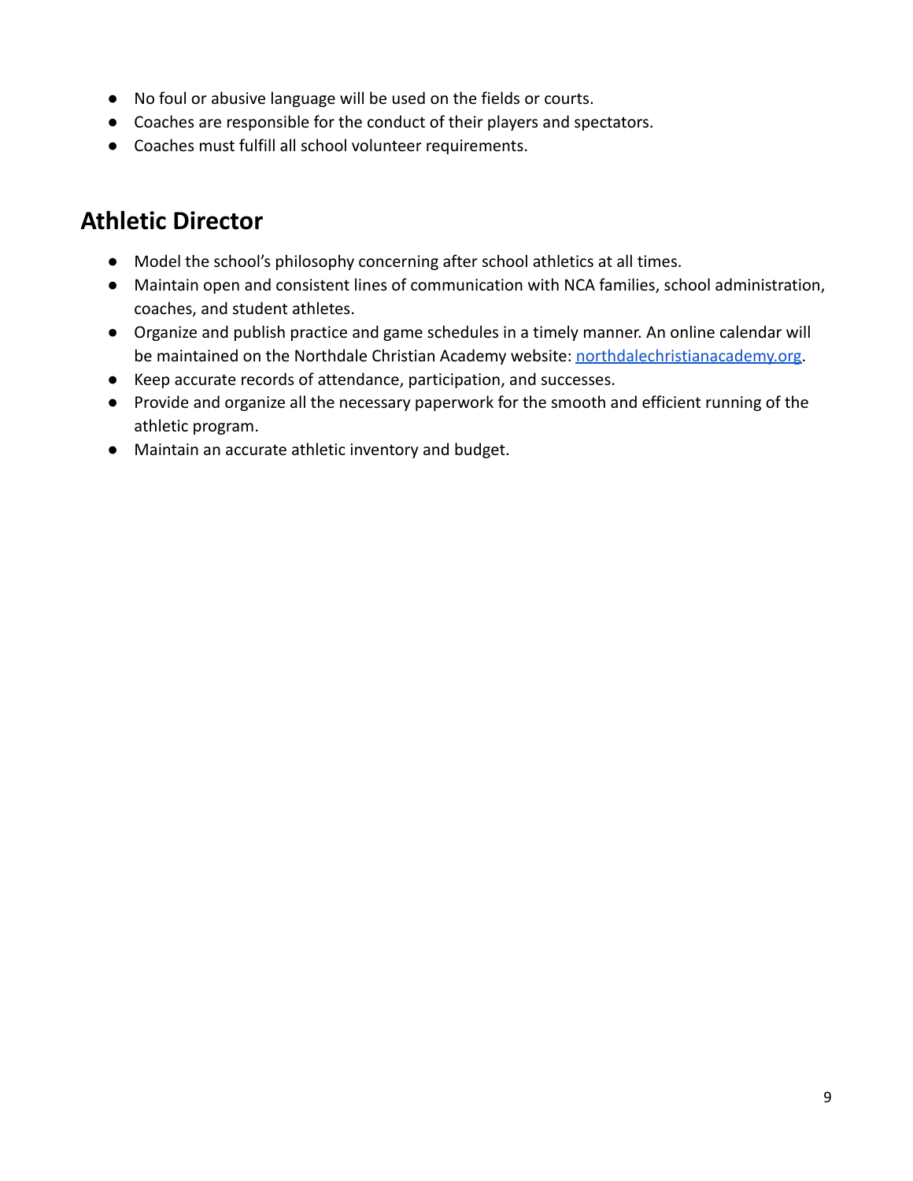- No foul or abusive language will be used on the fields or courts.
- Coaches are responsible for the conduct of their players and spectators.
- Coaches must fulfill all school volunteer requirements.

## Athletic Director

- Model the school's philosophy concerning after school athletics at all times.
- Maintain open and consistent lines of communication with NCA families, school administration, coaches, and student athletes.
- Organize and publish practice and game schedules in a timely manner. An online calendar will be maintained on the Northdale Christian Academy website: [northdalechristianacademy.org](northdalechristianacademy.org).
- Keep accurate records of attendance, participation, and successes.
- Provide and organize all the necessary paperwork for the smooth and efficient running of the athletic program.
- Maintain an accurate athletic inventory and budget.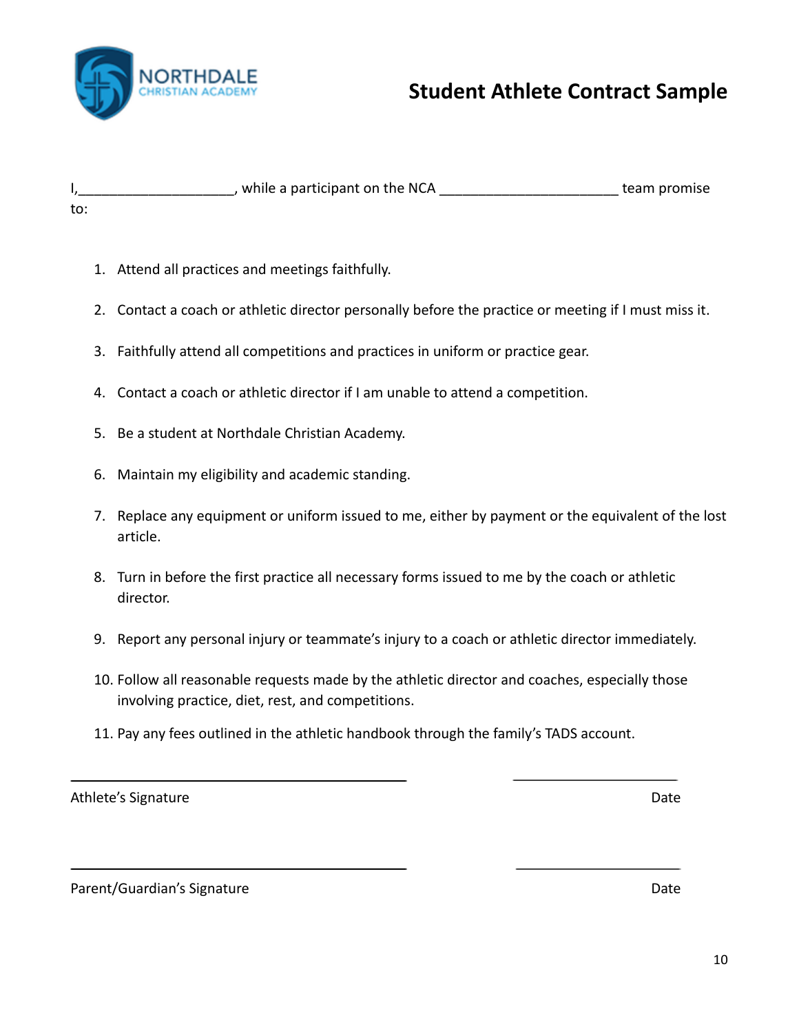NORTHDALE
CHRISTIAN ACADEMY

# Student Athlete Contract Sample

I,____________________, while a participant on the NCA _______________________ team promise to:

1. Attend all practices and meetings faithfully.
2. Contact a coach or athletic director personally before the practice or meeting if I must miss it.
3. Faithfully attend all competitions and practices in uniform or practice gear.
4. Contact a coach or athletic director if I am unable to attend a competition.
5. Be a student at Northdale Christian Academy.
6. Maintain my eligibility and academic standing.
7. Replace any equipment or uniform issued to me, either by payment or the equivalent of the lost article.
8. Turn in before the first practice all necessary forms issued to me by the coach or athletic director.
9. Report any personal injury or teammate's injury to a coach or athletic director immediately.
10. Follow all reasonable requests made by the athletic director and coaches, especially those involving practice, diet, rest, and competitions.
11. Pay any fees outlined in the athletic handbook through the family's TADS account.

_____________________________________________ &nbsp;&nbsp;&nbsp;&nbsp; ______________________

Athlete's Signature &nbsp;&nbsp;&nbsp;&nbsp; Date

_____________________________________________ &nbsp;&nbsp;&nbsp;&nbsp; ______________________

Parent/Guardian's Signature &nbsp;&nbsp;&nbsp;&nbsp; Date